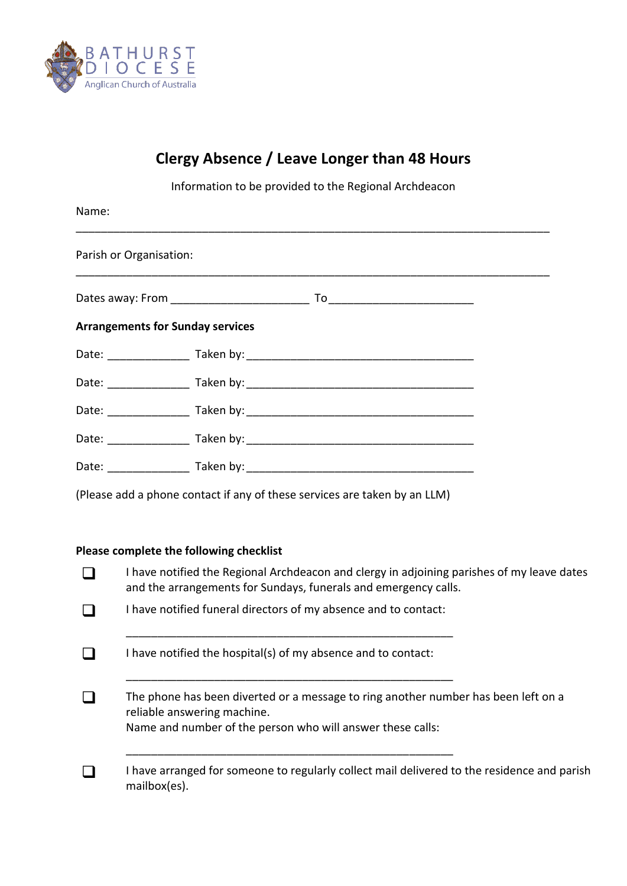BATHURST DIOCESE
Anglican Church of Australia

# Clergy Absence / Leave Longer than 48 Hours

Information to be provided to the Regional Archdeacon

Name:

________________________________________________________________________

Parish or Organisation:

________________________________________________________________________

Dates away: From _____________________ To ______________________

**Arrangements for Sunday services**

Date: _____________ Taken by: ___________________________________

Date: _____________ Taken by: ___________________________________

Date: _____________ Taken by: ___________________________________

Date: _____________ Taken by: ___________________________________

Date: _____________ Taken by: ___________________________________

(Please add a phone contact if any of these services are taken by an LLM)

**Please complete the following checklist**

- ☐ I have notified the Regional Archdeacon and clergy in adjoining parishes of my leave dates and the arrangements for Sundays, funerals and emergency calls.
- ☐ I have notified funeral directors of my absence and to contact:

  __________________________________________________

- ☐ I have notified the hospital(s) of my absence and to contact:

  __________________________________________________

- ☐ The phone has been diverted or a message to ring another number has been left on a reliable answering machine.
  Name and number of the person who will answer these calls:

  __________________________________________________

- ☐ I have arranged for someone to regularly collect mail delivered to the residence and parish mailbox(es).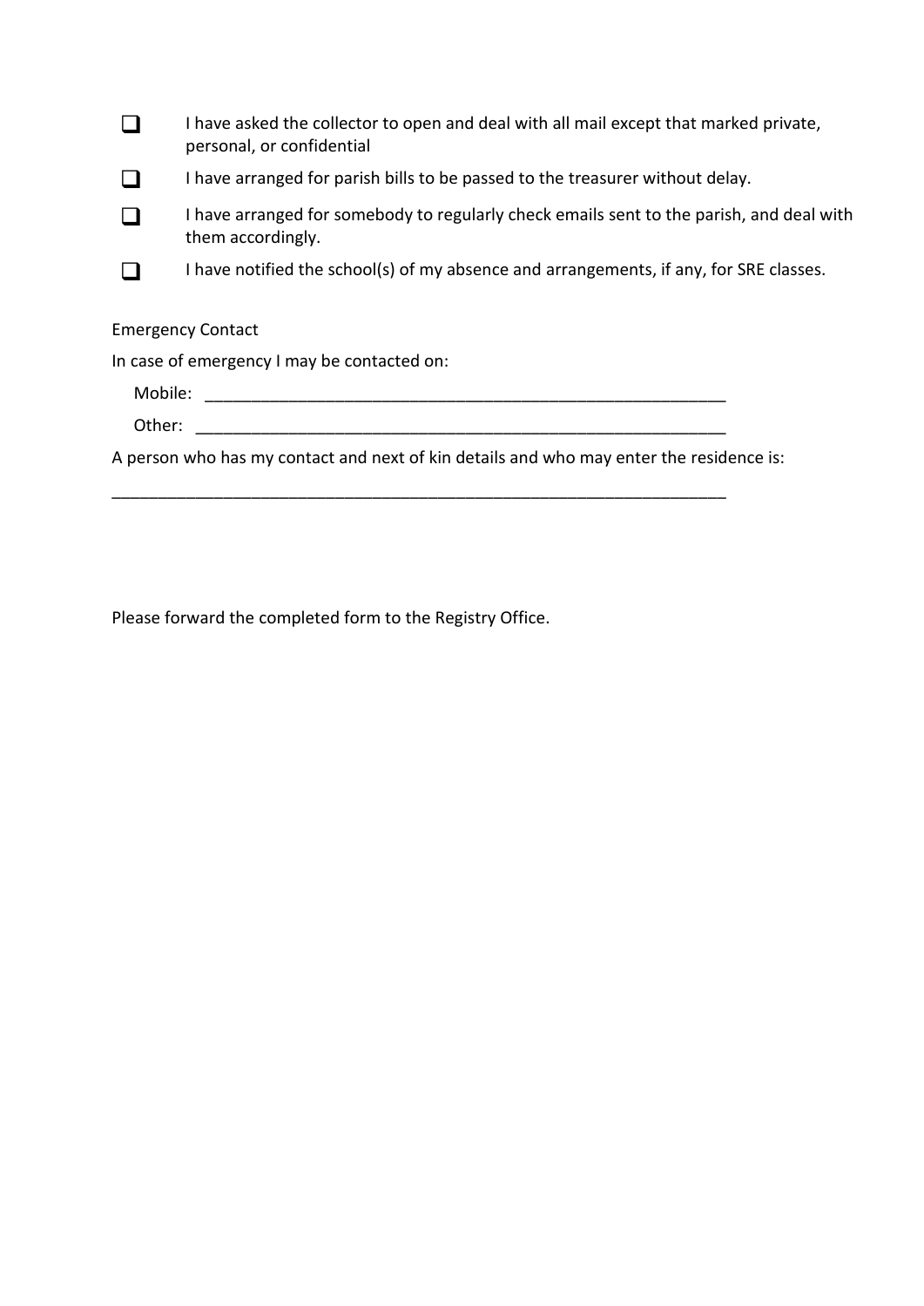- [ ] I have asked the collector to open and deal with all mail except that marked private, personal, or confidential
- [ ] I have arranged for parish bills to be passed to the treasurer without delay.
- [ ] I have arranged for somebody to regularly check emails sent to the parish, and deal with them accordingly.
- [ ] I have notified the school(s) of my absence and arrangements, if any, for SRE classes.

Emergency Contact

In case of emergency I may be contacted on:

Mobile: ____________________________________________________________

Other: ____________________________________________________________

A person who has my contact and next of kin details and who may enter the residence is:

______________________________________________________________________

Please forward the completed form to the Registry Office.